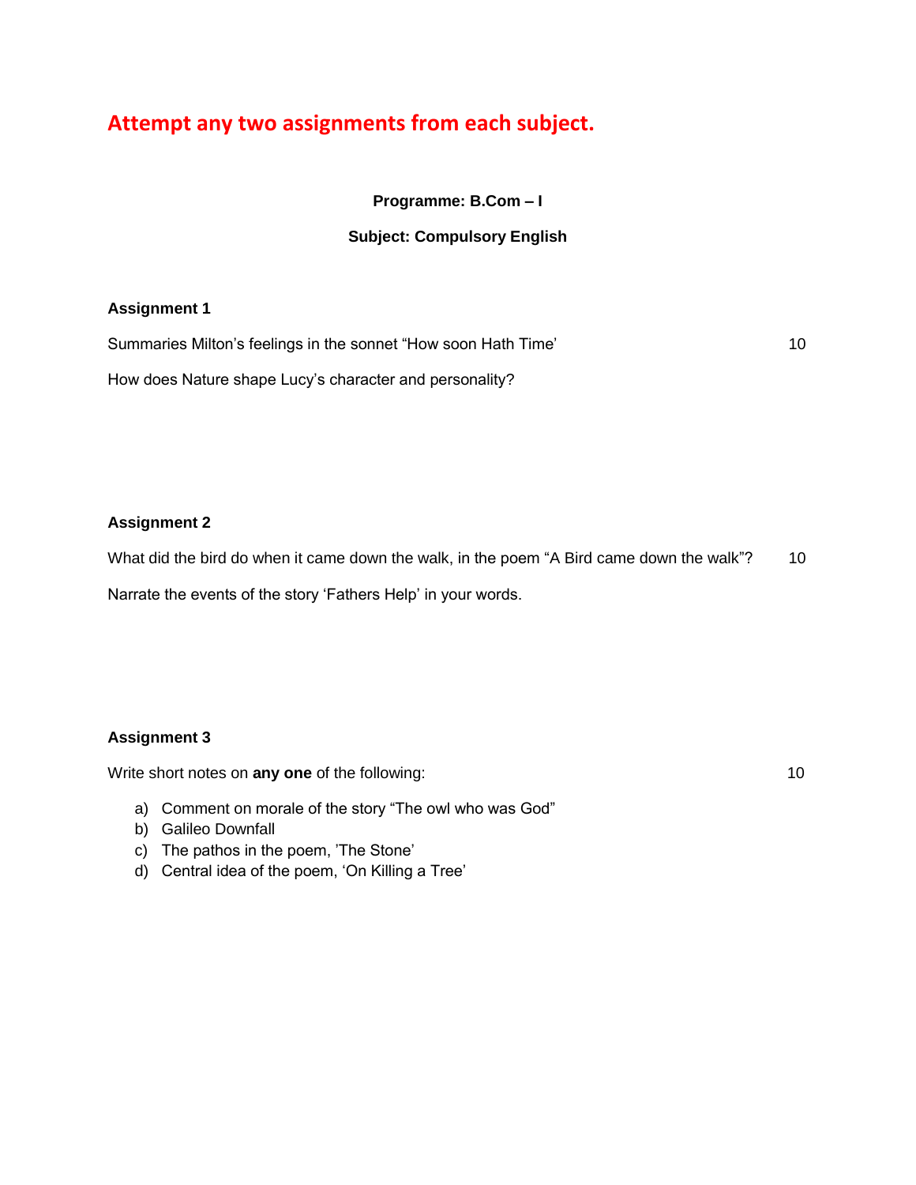# Attempt any two assignments from each subject.

**Programme: B.Com – I**

**Subject: Compulsory English**

**Assignment 1**

Summaries Milton's feelings in the sonnet "How soon Hath Time' 10

How does Nature shape Lucy's character and personality?

**Assignment 2**

What did the bird do when it came down the walk, in the poem "A Bird came down the walk"? 10

Narrate the events of the story 'Fathers Help' in your words.

**Assignment 3**

Write short notes on **any one** of the following: 10

a) Comment on morale of the story "The owl who was God"
b) Galileo Downfall
c) The pathos in the poem, 'The Stone'
d) Central idea of the poem, 'On Killing a Tree'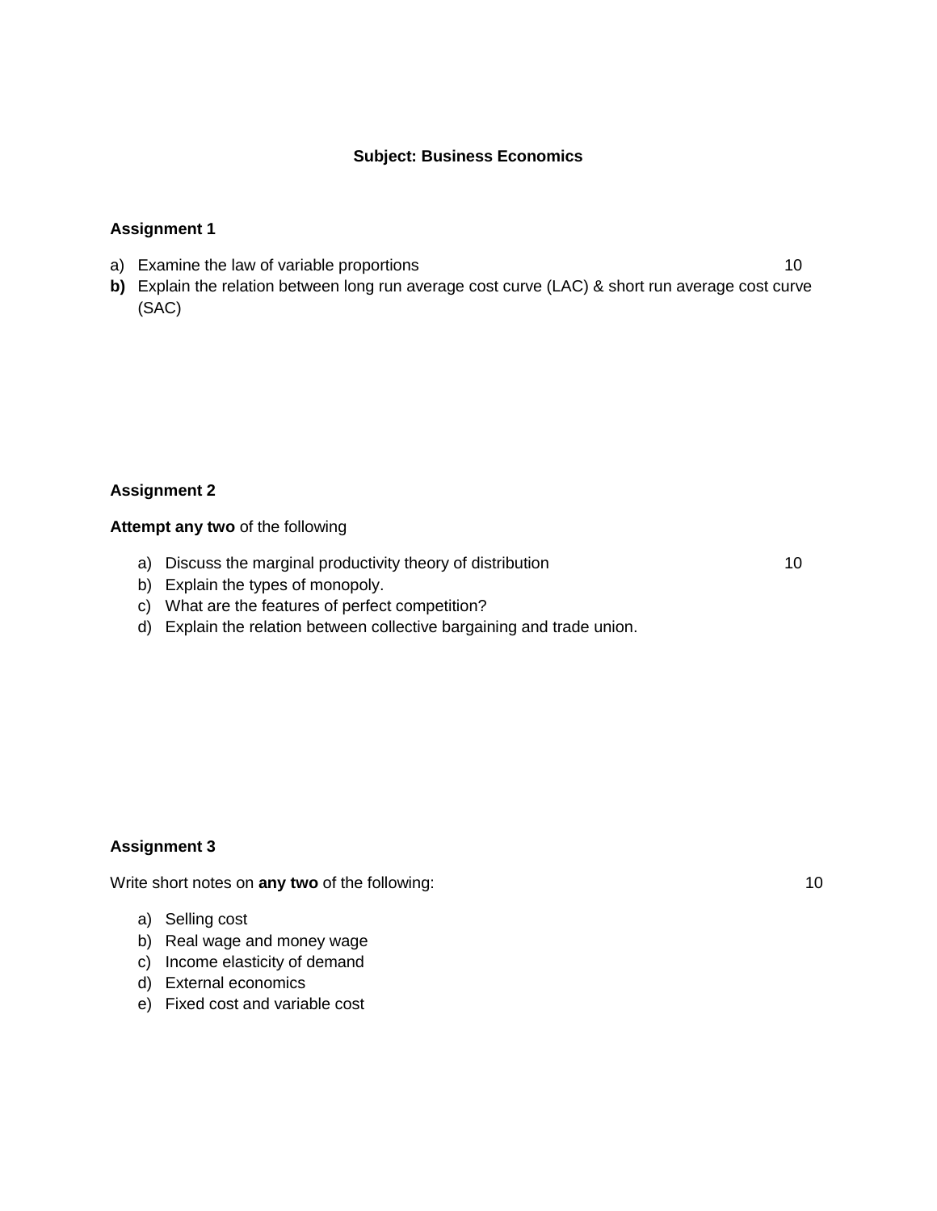**Subject: Business Economics**

**Assignment 1**

a) Examine the law of variable proportions 10

**b)** Explain the relation between long run average cost curve (LAC) & short run average cost curve (SAC)

**Assignment 2**

**Attempt any two** of the following

a) Discuss the marginal productivity theory of distribution 10
b) Explain the types of monopoly.
c) What are the features of perfect competition?
d) Explain the relation between collective bargaining and trade union.

**Assignment 3**

Write short notes on **any two** of the following: 10

a) Selling cost
b) Real wage and money wage
c) Income elasticity of demand
d) External economics
e) Fixed cost and variable cost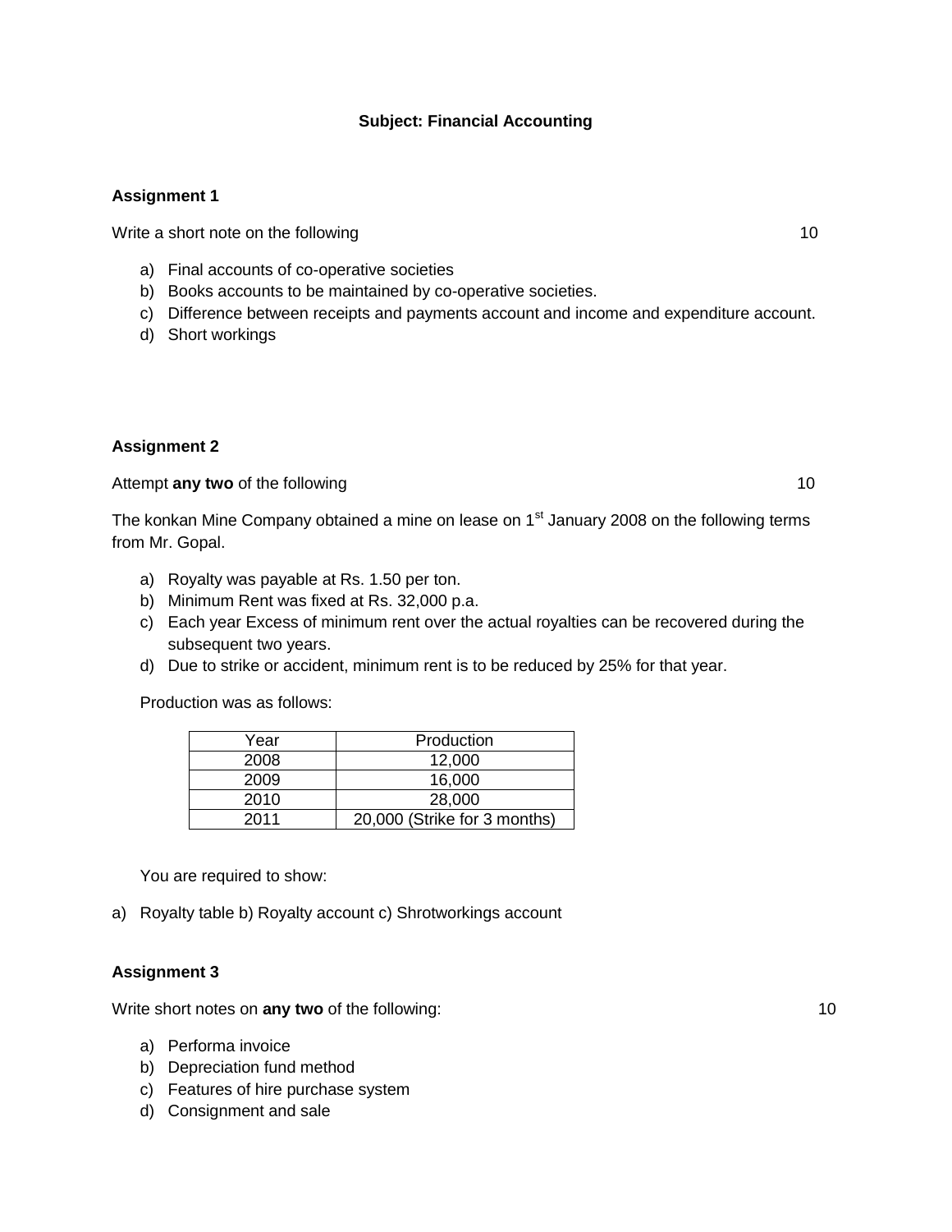**Subject: Financial Accounting**

**Assignment 1**

Write a short note on the following 10

a) Final accounts of co-operative societies
b) Books accounts to be maintained by co-operative societies.
c) Difference between receipts and payments account and income and expenditure account.
d) Short workings

**Assignment 2**

Attempt **any two** of the following 10

The konkan Mine Company obtained a mine on lease on 1st January 2008 on the following terms from Mr. Gopal.

a) Royalty was payable at Rs. 1.50 per ton.
b) Minimum Rent was fixed at Rs. 32,000 p.a.
c) Each year Excess of minimum rent over the actual royalties can be recovered during the subsequent two years.
d) Due to strike or accident, minimum rent is to be reduced by 25% for that year.

Production was as follows:

| Year | Production |
|---|---|
| 2008 | 12,000 |
| 2009 | 16,000 |
| 2010 | 28,000 |
| 2011 | 20,000 (Strike for 3 months) |

You are required to show:

a) Royalty table b) Royalty account c) Shrotworkings account

**Assignment 3**

Write short notes on **any two** of the following: 10

a) Performa invoice
b) Depreciation fund method
c) Features of hire purchase system
d) Consignment and sale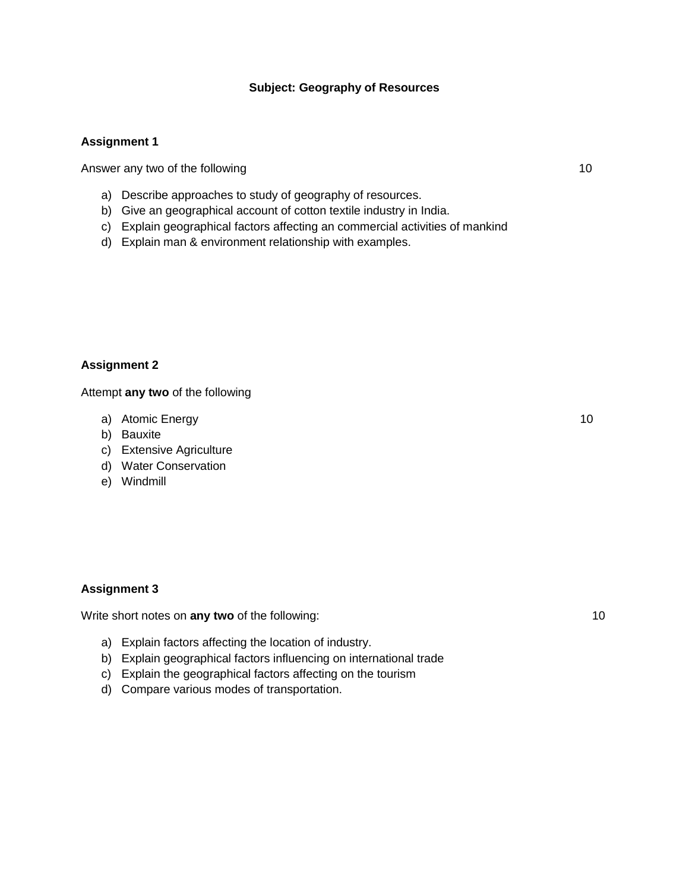**Subject: Geography of Resources**

**Assignment 1**

Answer any two of the following 10

a) Describe approaches to study of geography of resources.
b) Give an geographical account of cotton textile industry in India.
c) Explain geographical factors affecting an commercial activities of mankind
d) Explain man & environment relationship with examples.

**Assignment 2**

Attempt **any two** of the following

a) Atomic Energy 10
b) Bauxite
c) Extensive Agriculture
d) Water Conservation
e) Windmill

**Assignment 3**

Write short notes on **any two** of the following: 10

a) Explain factors affecting the location of industry.
b) Explain geographical factors influencing on international trade
c) Explain the geographical factors affecting on the tourism
d) Compare various modes of transportation.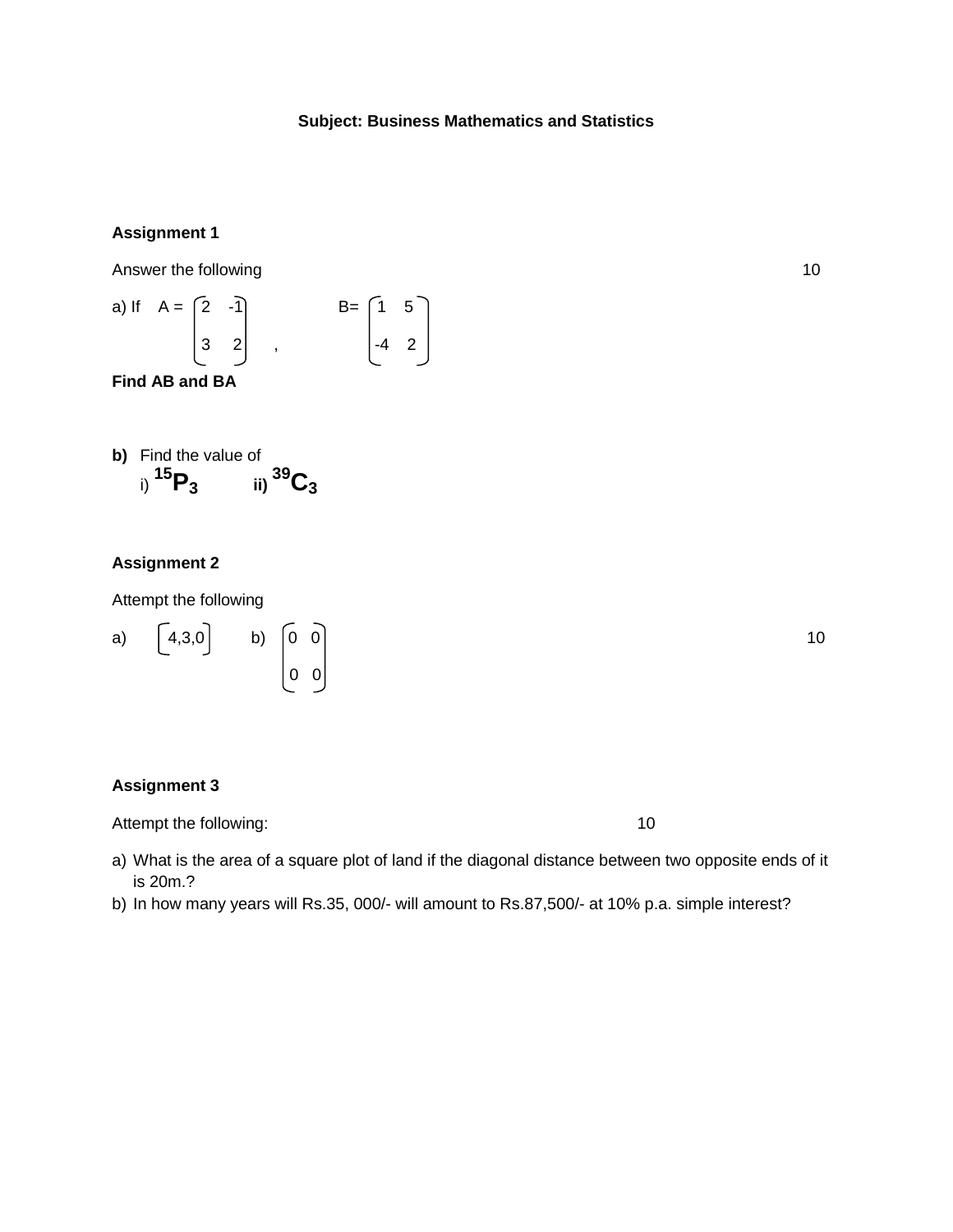**Subject: Business Mathematics and Statistics**

**Assignment 1**

Answer the following 10

a) If $A = \begin{pmatrix} 2 & -1 \\ 3 & 2 \end{pmatrix}$ , $B = \begin{pmatrix} 1 & 5 \\ -4 & 2 \end{pmatrix}$

**Find AB and BA**

**b)** Find the value of

i) $^{15}P_3$ **ii)** $^{39}C_3$

**Assignment 2**

Attempt the following

a) $\begin{bmatrix} 4,3,0 \end{bmatrix}$ b) $\begin{pmatrix} 0 & 0 \\ 0 & 0 \end{pmatrix}$ 10

**Assignment 3**

Attempt the following: 10

a) What is the area of a square plot of land if the diagonal distance between two opposite ends of it is 20m.?
b) In how many years will Rs.35, 000/- will amount to Rs.87,500/- at 10% p.a. simple interest?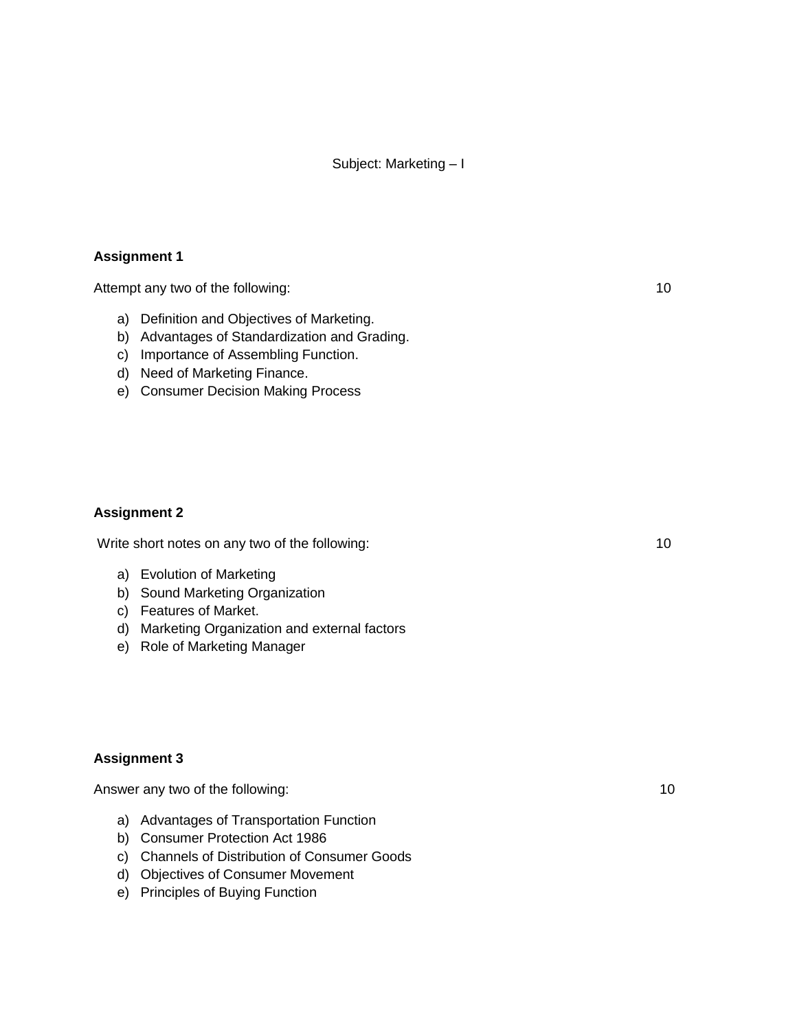Subject: Marketing – I

**Assignment 1**

Attempt any two of the following: 10

a) Definition and Objectives of Marketing.
b) Advantages of Standardization and Grading.
c) Importance of Assembling Function.
d) Need of Marketing Finance.
e) Consumer Decision Making Process

**Assignment 2**

Write short notes on any two of the following: 10

a) Evolution of Marketing
b) Sound Marketing Organization
c) Features of Market.
d) Marketing Organization and external factors
e) Role of Marketing Manager

**Assignment 3**

Answer any two of the following: 10

a) Advantages of Transportation Function
b) Consumer Protection Act 1986
c) Channels of Distribution of Consumer Goods
d) Objectives of Consumer Movement
e) Principles of Buying Function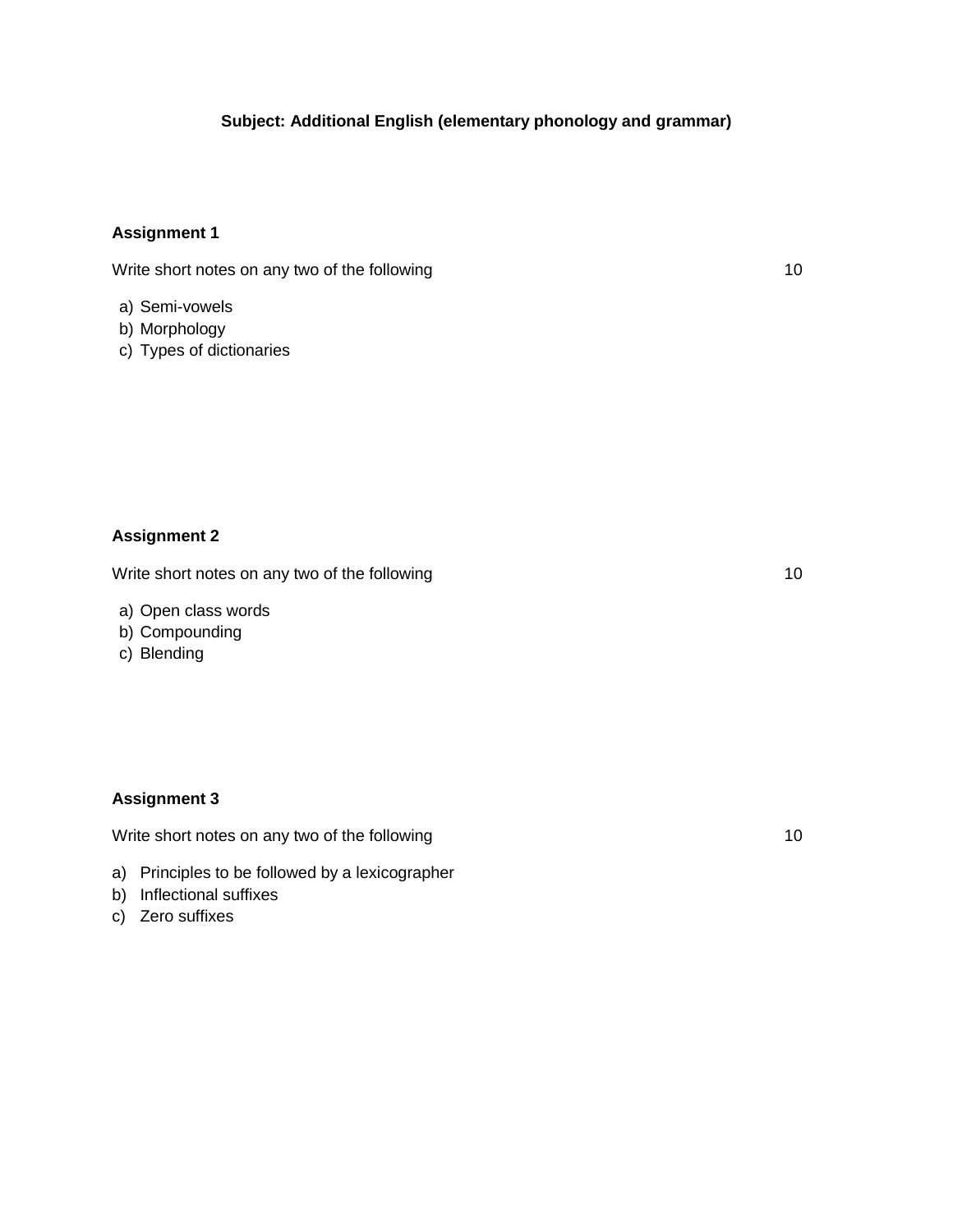**Subject: Additional English (elementary phonology and grammar)**

**Assignment 1**

Write short notes on any two of the following 10

a) Semi-vowels
b) Morphology
c) Types of dictionaries

**Assignment 2**

Write short notes on any two of the following 10

a) Open class words
b) Compounding
c) Blending

**Assignment 3**

Write short notes on any two of the following 10

a) Principles to be followed by a lexicographer
b) Inflectional suffixes
c) Zero suffixes